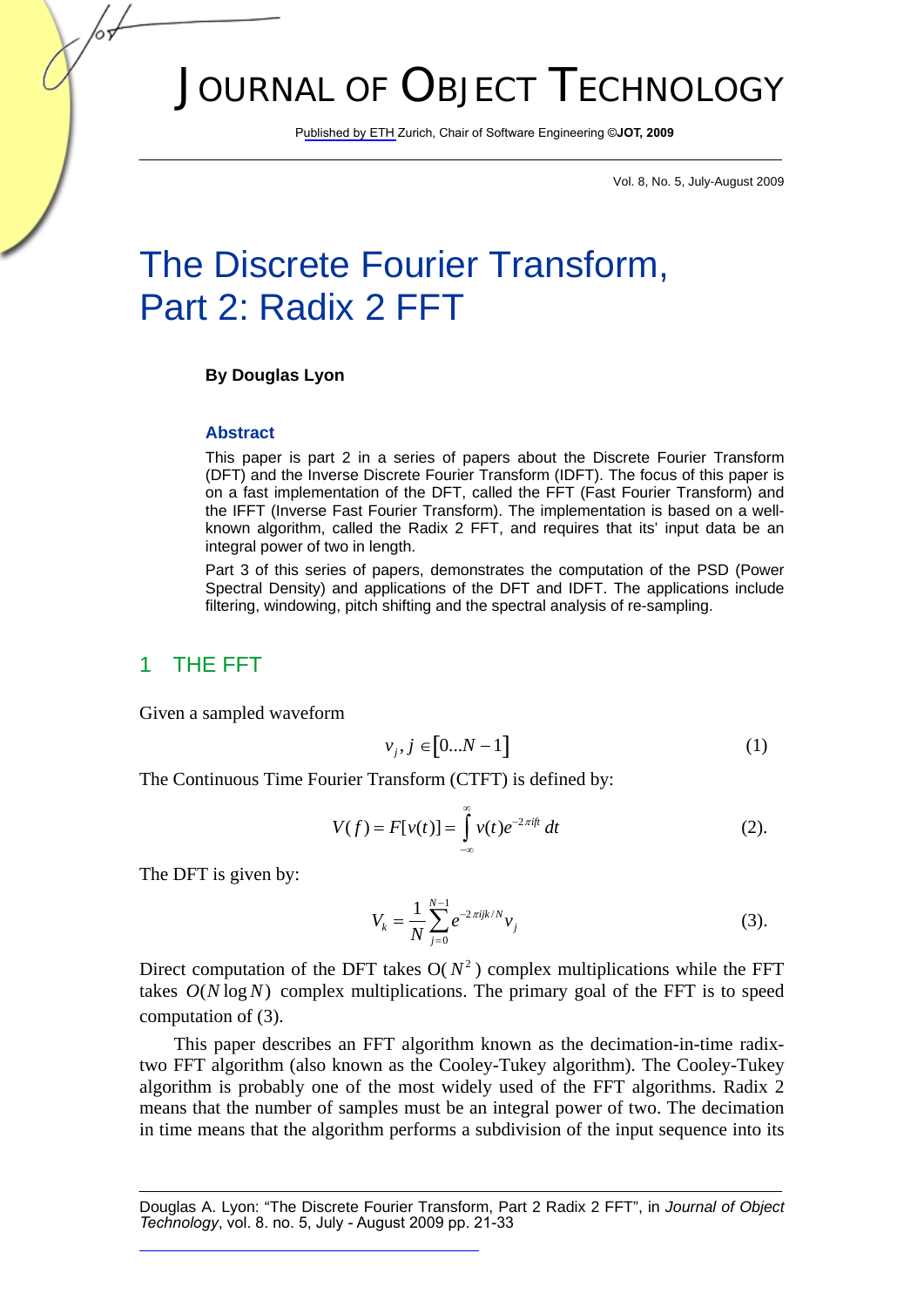# JOURNAL OF OBJECT TECHNOLOGY

Published by ETH Zurich, Chair of Software Engineering ©**JOT, 2009**

Vol. 8, No. 5, July-August 2009

# The Discrete Fourier Transform, Part 2: Radix 2 FFT

**By Douglas Lyon**

### Abstract

This paper is part 2 in a series of papers about the Discrete Fourier Transform (DFT) and the Inverse Discrete Fourier Transform (IDFT). The focus of this paper is on a fast implementation of the DFT, called the FFT (Fast Fourier Transform) and the IFFT (Inverse Fast Fourier Transform). The implementation is based on a well-known algorithm, called the Radix 2 FFT, and requires that its' input data be an integral power of two in length.

Part 3 of this series of papers, demonstrates the computation of the PSD (Power Spectral Density) and applications of the DFT and IDFT. The applications include filtering, windowing, pitch shifting and the spectral analysis of re-sampling.

## 1 THE FFT

Given a sampled waveform

$$v_j, j \in [0...N-1] \tag{1}$$

The Continuous Time Fourier Transform (CTFT) is defined by:

$$V(f) = F[v(t)] = \int_{-\infty}^{\infty} v(t)e^{-2\pi ift}\,dt \tag{2}$$

The DFT is given by:

$$V_k = \frac{1}{N}\sum_{j=0}^{N-1} e^{-2\pi ijk/N} v_j \tag{3}$$

Direct computation of the DFT takes O($N^2$) complex multiplications while the FFT takes $O(N \log N)$ complex multiplications. The primary goal of the FFT is to speed computation of (3).

This paper describes an FFT algorithm known as the decimation-in-time radix-two FFT algorithm (also known as the Cooley-Tukey algorithm). The Cooley-Tukey algorithm is probably one of the most widely used of the FFT algorithms. Radix 2 means that the number of samples must be an integral power of two. The decimation in time means that the algorithm performs a subdivision of the input sequence into its

---

Douglas A. Lyon: "The Discrete Fourier Transform, Part 2 Radix 2 FFT", in *Journal of Object Technology*, vol. 8. no. 5, July - August 2009 pp. 21-33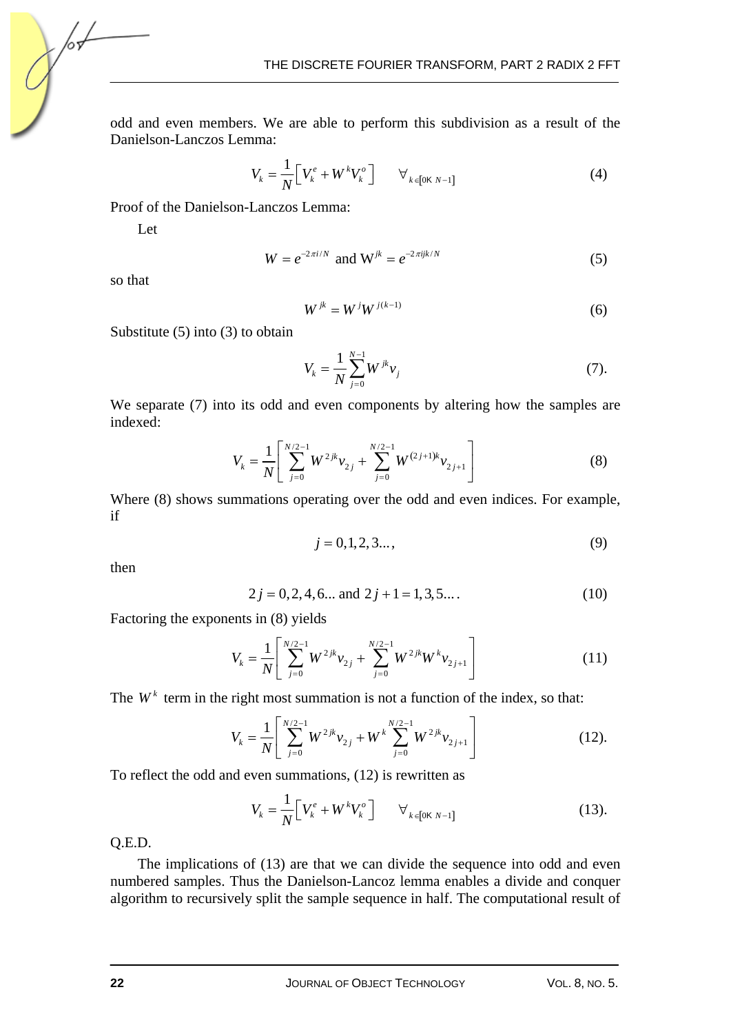odd and even members. We are able to perform this subdivision as a result of the Danielson-Lanczos Lemma:

$$V_k = \frac{1}{N}\left[V_k^e + W^k V_k^o\right] \qquad \forall_{k\in[0 \ldots N-1]} \tag{4}$$

Proof of the Danielson-Lanczos Lemma:

Let

$$W = e^{-2\pi i/N} \text{ and } W^{jk} = e^{-2\pi ijk/N} \tag{5}$$

so that

$$W^{jk} = W^j W^{j(k-1)} \tag{6}$$

Substitute (5) into (3) to obtain

$$V_k = \frac{1}{N}\sum_{j=0}^{N-1} W^{jk} v_j \tag{7}.$$

We separate (7) into its odd and even components by altering how the samples are indexed:

$$V_k = \frac{1}{N}\left[\sum_{j=0}^{N/2-1} W^{2jk} v_{2j} + \sum_{j=0}^{N/2-1} W^{(2j+1)k} v_{2j+1}\right] \tag{8}$$

Where (8) shows summations operating over the odd and even indices. For example, if

$$j = 0,1,2,3\ldots, \tag{9}$$

then

$$2j = 0,2,4,6\ldots \text{ and } 2j+1 = 1,3,5\ldots. \tag{10}$$

Factoring the exponents in (8) yields

$$V_k = \frac{1}{N}\left[\sum_{j=0}^{N/2-1} W^{2jk} v_{2j} + \sum_{j=0}^{N/2-1} W^{2jk} W^k v_{2j+1}\right] \tag{11}$$

The $W^k$ term in the right most summation is not a function of the index, so that:

$$V_k = \frac{1}{N}\left[\sum_{j=0}^{N/2-1} W^{2jk} v_{2j} + W^k \sum_{j=0}^{N/2-1} W^{2jk} v_{2j+1}\right] \tag{12}.$$

To reflect the odd and even summations, (12) is rewritten as

$$V_k = \frac{1}{N}\left[V_k^e + W^k V_k^o\right] \qquad \forall_{k\in[0 \ldots N-1]} \tag{13}.$$

Q.E.D.

The implications of (13) are that we can divide the sequence into odd and even numbered samples. Thus the Danielson-Lancoz lemma enables a divide and conquer algorithm to recursively split the sample sequence in half. The computational result of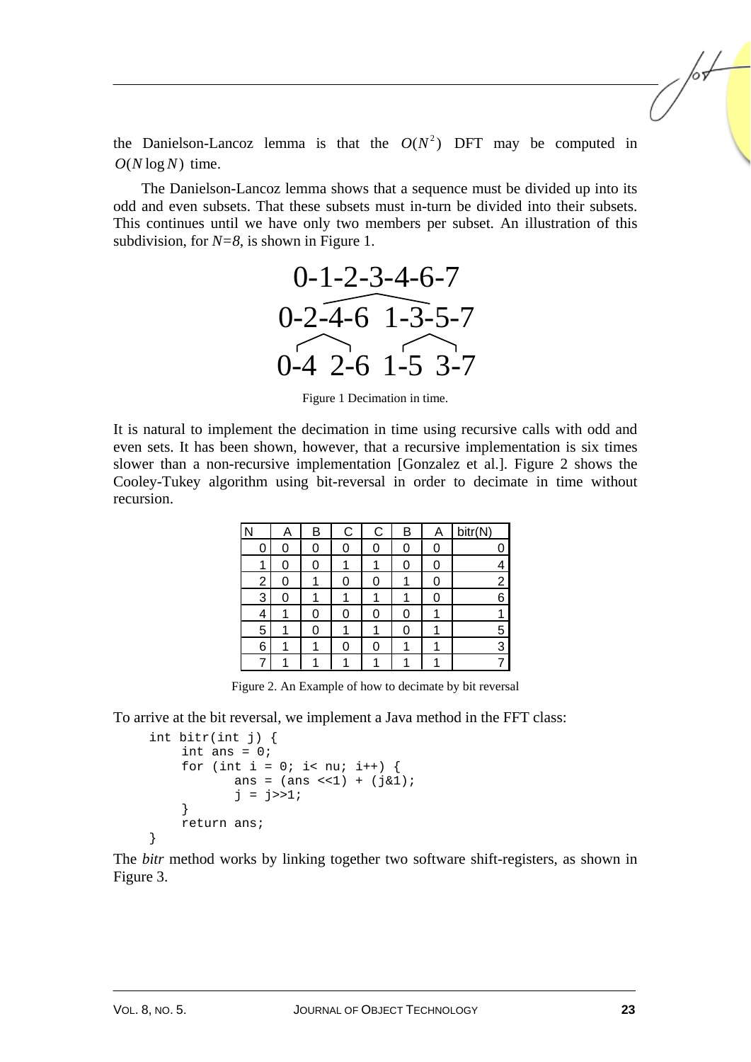the Danielson-Lancoz lemma is that the $O(N^2)$ DFT may be computed in $O(N \log N)$ time.

The Danielson-Lancoz lemma shows that a sequence must be divided up into its odd and even subsets. That these subsets must in-turn be divided into their subsets. This continues until we have only two members per subset. An illustration of this subdivision, for *N=8*, is shown in Figure 1.

```
      0-1-2-3-4-6-7
   0-2-4-6    1-3-5-7
 0-4   2-6   1-5   3-7
```

Figure 1 Decimation in time.

It is natural to implement the decimation in time using recursive calls with odd and even sets. It has been shown, however, that a recursive implementation is six times slower than a non-recursive implementation [Gonzalez et al.]. Figure 2 shows the Cooley-Tukey algorithm using bit-reversal in order to decimate in time without recursion.

| N | A | B | C | C | B | A | bitr(N) |
|---|---|---|---|---|---|---|---|
| 0 | 0 | 0 | 0 | 0 | 0 | 0 | 0 |
| 1 | 0 | 0 | 1 | 1 | 0 | 0 | 4 |
| 2 | 0 | 1 | 0 | 0 | 1 | 0 | 2 |
| 3 | 0 | 1 | 1 | 1 | 1 | 0 | 6 |
| 4 | 1 | 0 | 0 | 0 | 0 | 1 | 1 |
| 5 | 1 | 0 | 1 | 1 | 0 | 1 | 5 |
| 6 | 1 | 1 | 0 | 0 | 1 | 1 | 3 |
| 7 | 1 | 1 | 1 | 1 | 1 | 1 | 7 |

Figure 2. An Example of how to decimate by bit reversal

To arrive at the bit reversal, we implement a Java method in the FFT class:

```
int bitr(int j) {
    int ans = 0;
    for (int i = 0; i< nu; i++) {
        ans = (ans <<1) + (j&1);
        j = j>>1;
    }
    return ans;
}
```

The *bitr* method works by linking together two software shift-registers, as shown in Figure 3.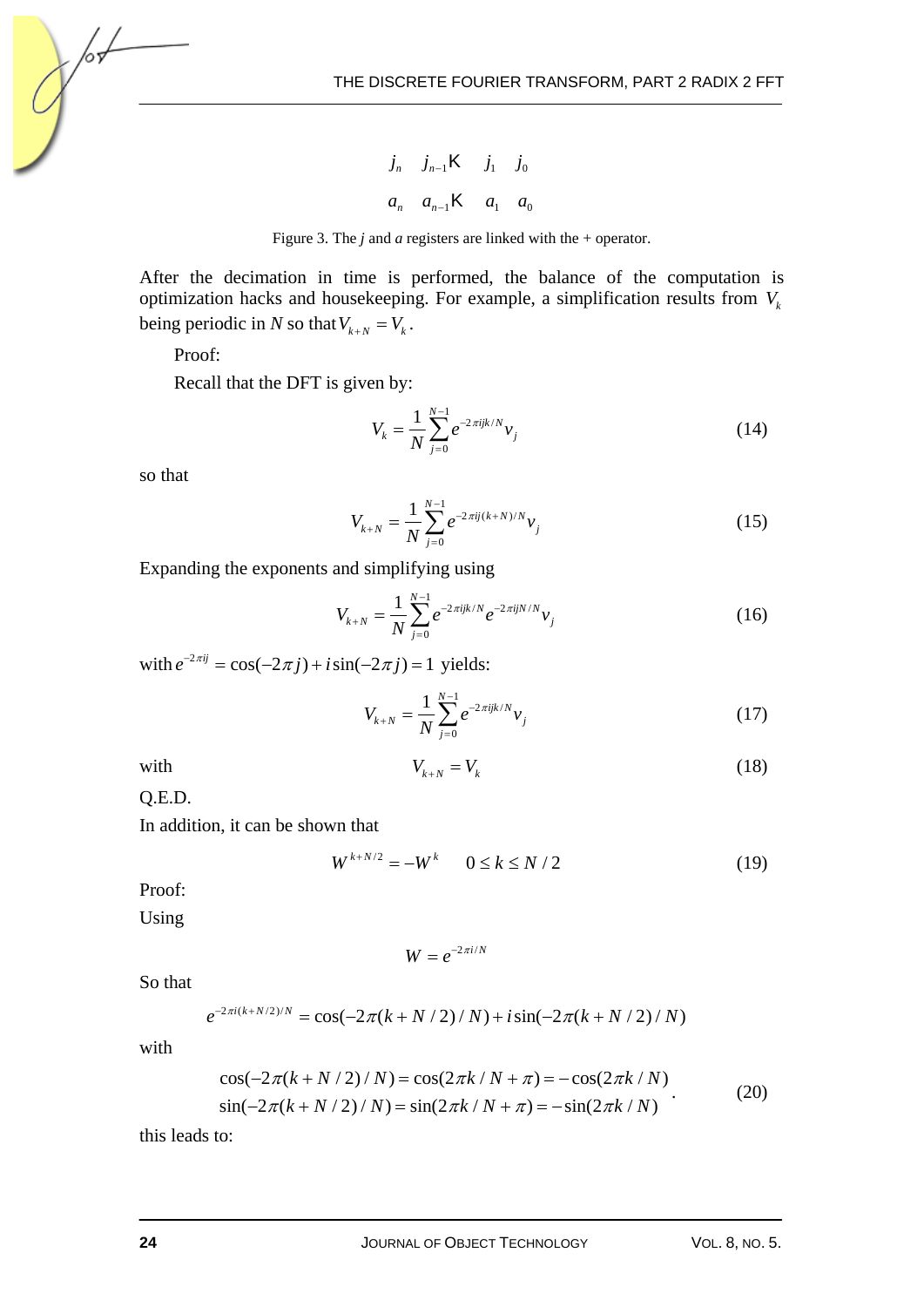$$j_n \quad j_{n-1} \ldots \quad j_1 \quad j_0$$

$$a_n \quad a_{n-1} \ldots \quad a_1 \quad a_0$$

Figure 3. The *j* and *a* registers are linked with the + operator.

After the decimation in time is performed, the balance of the computation is optimization hacks and housekeeping. For example, a simplification results from $V_k$ being periodic in *N* so that $V_{k+N} = V_k$.

Proof:

Recall that the DFT is given by:

$$V_k = \frac{1}{N}\sum_{j=0}^{N-1} e^{-2\pi ijk/N} v_j \tag{14}$$

so that

$$V_{k+N} = \frac{1}{N}\sum_{j=0}^{N-1} e^{-2\pi ij(k+N)/N} v_j \tag{15}$$

Expanding the exponents and simplifying using

$$V_{k+N} = \frac{1}{N}\sum_{j=0}^{N-1} e^{-2\pi ijk/N} e^{-2\pi ijN/N} v_j \tag{16}$$

with $e^{-2\pi ij} = \cos(-2\pi j) + i\sin(-2\pi j) = 1$ yields:

$$V_{k+N} = \frac{1}{N}\sum_{j=0}^{N-1} e^{-2\pi ijk/N} v_j \tag{17}$$

with

$$V_{k+N} = V_k \tag{18}$$

Q.E.D.

In addition, it can be shown that

$$W^{k+N/2} = -W^k \qquad 0 \le k \le N/2 \tag{19}$$

Proof:

Using

$$W = e^{-2\pi i/N}$$

So that

$$e^{-2\pi i(k+N/2)/N} = \cos(-2\pi(k+N/2)/N) + i\sin(-2\pi(k+N/2)/N)$$

with

$$\begin{aligned} \cos(-2\pi(k+N/2)/N) &= \cos(2\pi k/N + \pi) = -\cos(2\pi k/N) \\ \sin(-2\pi(k+N/2)/N) &= \sin(2\pi k/N + \pi) = -\sin(2\pi k/N) \end{aligned}. \tag{20}$$

this leads to: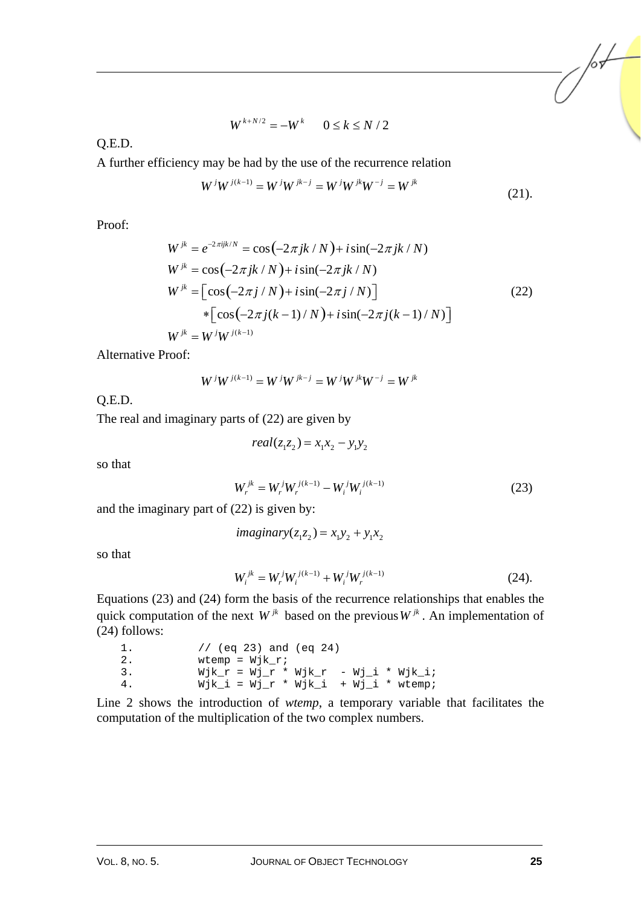$$W^{k+N/2} = -W^k \qquad 0 \le k \le N/2$$

Q.E.D.

A further efficiency may be had by the use of the recurrence relation

$$W^j W^{j(k-1)} = W^j W^{jk-j} = W^j W^{jk} W^{-j} = W^{jk} \tag{21}$$

Proof:

$$\begin{aligned}
W^{jk} &= e^{-2\pi ijk/N} = \cos(-2\pi jk/N) + i\sin(-2\pi jk/N) \\
W^{jk} &= \cos(-2\pi jk/N) + i\sin(-2\pi jk/N) \\
W^{jk} &= \left[\cos(-2\pi j/N) + i\sin(-2\pi j/N)\right] \\
&\quad * \left[\cos(-2\pi j(k-1)/N) + i\sin(-2\pi j(k-1)/N)\right] \\
W^{jk} &= W^j W^{j(k-1)}
\end{aligned} \tag{22}$$

Alternative Proof:

$$W^j W^{j(k-1)} = W^j W^{jk-j} = W^j W^{jk} W^{-j} = W^{jk}$$

Q.E.D.

The real and imaginary parts of (22) are given by

$$real(z_1 z_2) = x_1 x_2 - y_1 y_2$$

so that

$$W_r^{jk} = W_r^j W_r^{j(k-1)} - W_i^j W_i^{j(k-1)} \tag{23}$$

and the imaginary part of (22) is given by:

$$imaginary(z_1 z_2) = x_1 y_2 + y_1 x_2$$

so that

$$W_i^{jk} = W_r^j W_i^{j(k-1)} + W_i^j W_r^{j(k-1)} \tag{24}$$

Equations (23) and (24) form the basis of the recurrence relationships that enables the quick computation of the next $W^{jk}$ based on the previous $W^{jk}$. An implementation of (24) follows:

```
1.         // (eq 23) and (eq 24)
2.         wtemp = Wjk_r;
3.         Wjk_r = Wj_r * Wjk_r  - Wj_i * Wjk_i;
4.         Wjk_i = Wj_r * Wjk_i  + Wj_i * wtemp;
```

Line 2 shows the introduction of *wtemp*, a temporary variable that facilitates the computation of the multiplication of the two complex numbers.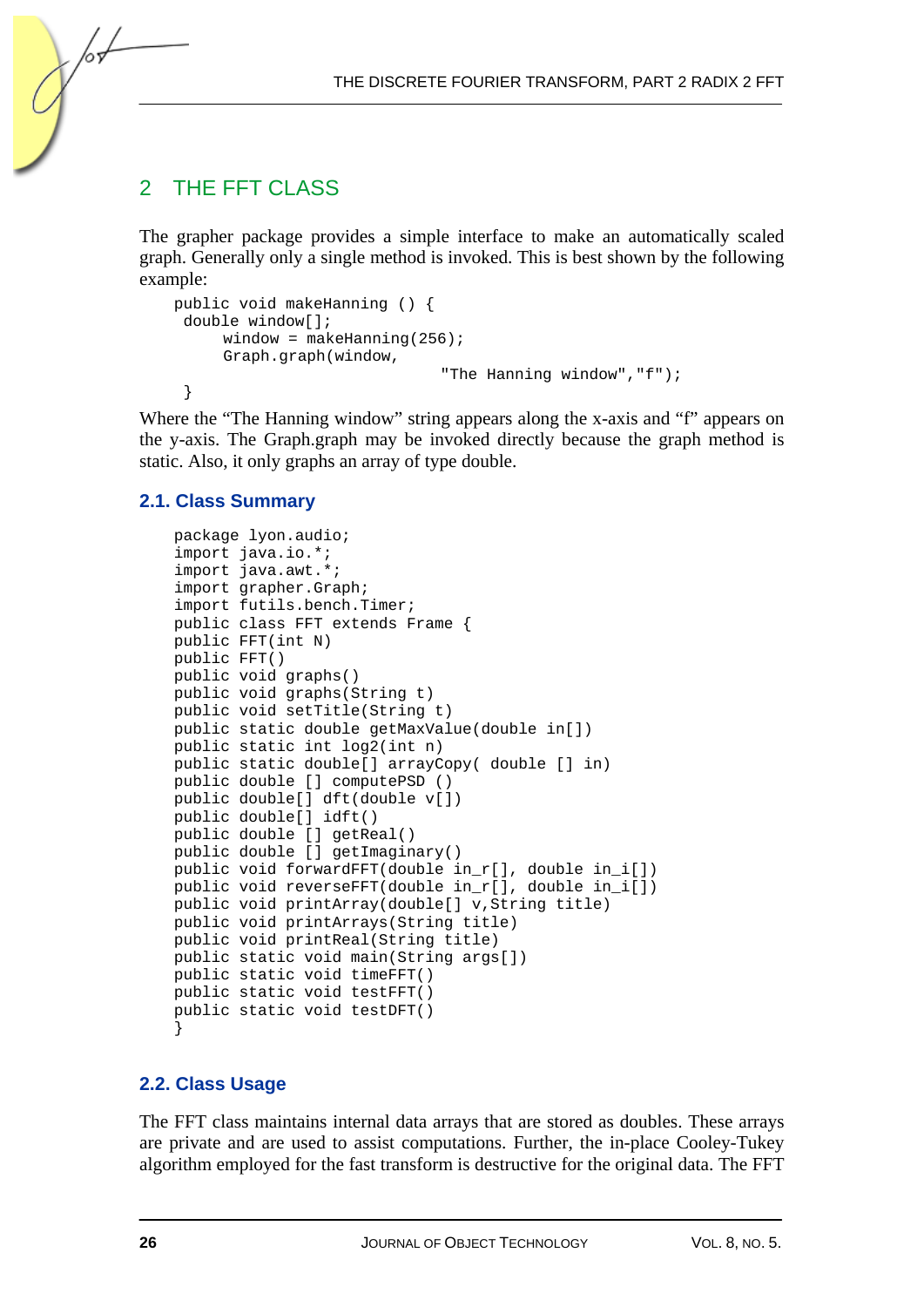## 2 THE FFT CLASS

The grapher package provides a simple interface to make an automatically scaled graph. Generally only a single method is invoked. This is best shown by the following example:

```
public void makeHanning () {
 double window[];
     window = makeHanning(256);
     Graph.graph(window,
                               "The Hanning window","f");
 }
```

Where the "The Hanning window" string appears along the x-axis and "f" appears on the y-axis. The Graph.graph may be invoked directly because the graph method is static. Also, it only graphs an array of type double.

### 2.1. Class Summary

```
package lyon.audio;
import java.io.*;
import java.awt.*;
import grapher.Graph;
import futils.bench.Timer;
public class FFT extends Frame {
public FFT(int N)
public FFT()
public void graphs()
public void graphs(String t)
public void setTitle(String t)
public static double getMaxValue(double in[])
public static int log2(int n)
public static double[] arrayCopy( double [] in)
public double [] computePSD ()
public double[] dft(double v[])
public double[] idft()
public double [] getReal()
public double [] getImaginary()
public void forwardFFT(double in_r[], double in_i[])
public void reverseFFT(double in_r[], double in_i[])
public void printArray(double[] v,String title)
public void printArrays(String title)
public void printReal(String title)
public static void main(String args[])
public static void timeFFT()
public static void testFFT()
public static void testDFT()
}
```

### 2.2. Class Usage

The FFT class maintains internal data arrays that are stored as doubles. These arrays are private and are used to assist computations. Further, the in-place Cooley-Tukey algorithm employed for the fast transform is destructive for the original data. The FFT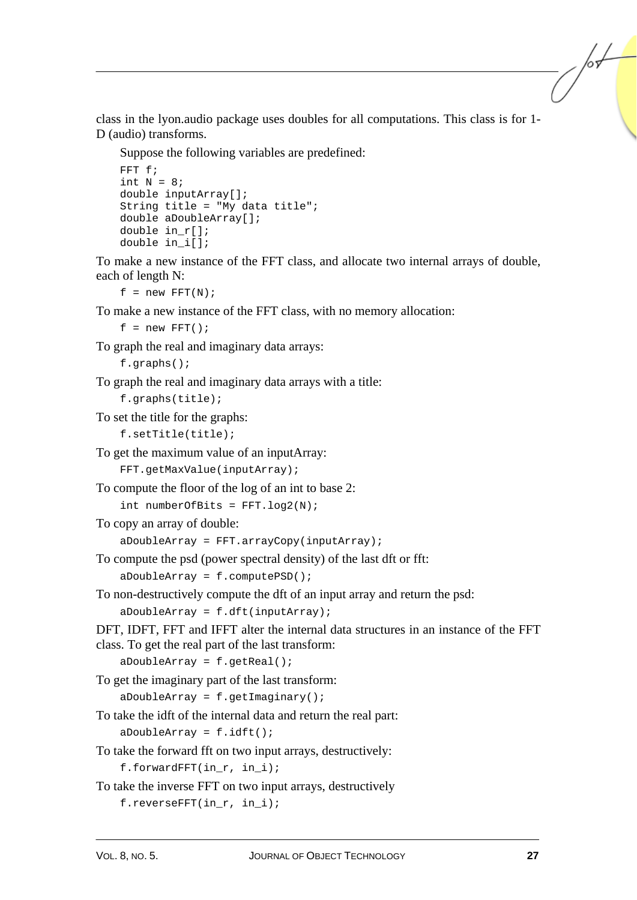class in the lyon.audio package uses doubles for all computations. This class is for 1-D (audio) transforms.

Suppose the following variables are predefined:

```
FFT f;
int N = 8;
double inputArray[];
String title = "My data title";
double aDoubleArray[];
double in_r[];
double in_i[];
```

To make a new instance of the FFT class, and allocate two internal arrays of double, each of length N:

```
f = new FFT(N);
```

To make a new instance of the FFT class, with no memory allocation:

```
f = new FFT();
```

To graph the real and imaginary data arrays:

```
f.graphs();
```

To graph the real and imaginary data arrays with a title:

```
f.graphs(title);
```

To set the title for the graphs:

```
f.setTitle(title);
```

To get the maximum value of an inputArray:

```
FFT.getMaxValue(inputArray);
```

To compute the floor of the log of an int to base 2:

```
int numberOfBits = FFT.log2(N);
```

To copy an array of double:

```
aDoubleArray = FFT.arrayCopy(inputArray);
```

To compute the psd (power spectral density) of the last dft or fft:

```
aDoubleArray = f.computePSD();
```

To non-destructively compute the dft of an input array and return the psd:

```
aDoubleArray = f.dft(inputArray);
```

DFT, IDFT, FFT and IFFT alter the internal data structures in an instance of the FFT class. To get the real part of the last transform:

```
aDoubleArray = f.getReal();
```

To get the imaginary part of the last transform:

```
aDoubleArray = f.getImaginary();
```

To take the idft of the internal data and return the real part:

```
aDoubleArray = f.idft();
```

To take the forward fft on two input arrays, destructively:

```
f.forwardFFT(in_r, in_i);
```

To take the inverse FFT on two input arrays, destructively

```
f.reverseFFT(in_r, in_i);
```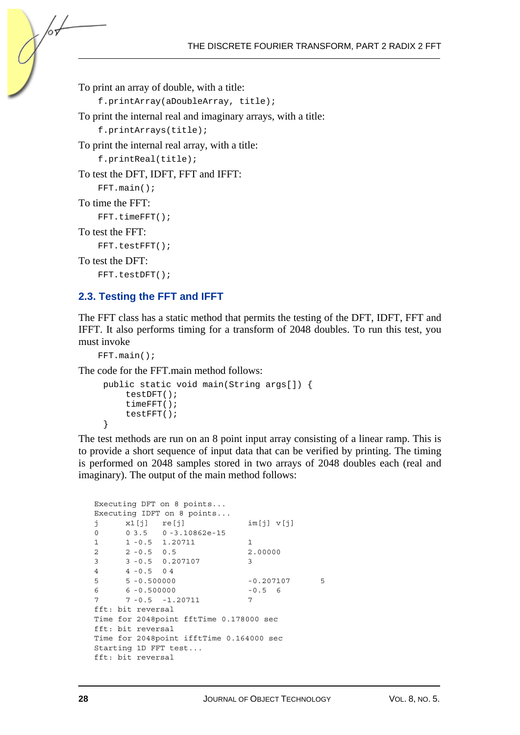To print an array of double, with a title:

```
f.printArray(aDoubleArray, title);
```

To print the internal real and imaginary arrays, with a title:

```
f.printArrays(title);
```

To print the internal real array, with a title:

```
f.printReal(title);
```

To test the DFT, IDFT, FFT and IFFT:

```
FFT.main();
```

To time the FFT:

```
FFT.timeFFT();
```

To test the FFT:

```
FFT.testFFT();
```

To test the DFT:

```
FFT.testDFT();
```

## 2.3. Testing the FFT and IFFT

The FFT class has a static method that permits the testing of the DFT, IDFT, FFT and IFFT. It also performs timing for a transform of 2048 doubles. To run this test, you must invoke

```
FFT.main();
```

The code for the FFT.main method follows:

```
 public static void main(String args[]) {
      testDFT();
      timeFFT();
      testFFT();
 }
```

The test methods are run on an 8 point input array consisting of a linear ramp. This is to provide a short sequence of input data that can be verified by printing. The timing is performed on 2048 samples stored in two arrays of 2048 doubles each (real and imaginary). The output of the main method follows:

```
Executing DFT on 8 points...
Executing IDFT on 8 points...
j      x1[j]   re[j]             im[j] v[j]
0      0 3.5   0 -3.10862e-15
1      1 -0.5  1.20711           1
2      2 -0.5  0.5               2.00000
3      3 -0.5  0.207107          3
4      4 -0.5  0 4
5      5 -0.500000               -0.207107       5
6      6 -0.500000               -0.5  6
7      7 -0.5  -1.20711          7
fft: bit reversal
Time for 2048point fftTime 0.178000 sec
fft: bit reversal
Time for 2048point ifftTime 0.164000 sec
Starting 1D FFT test...
fft: bit reversal
```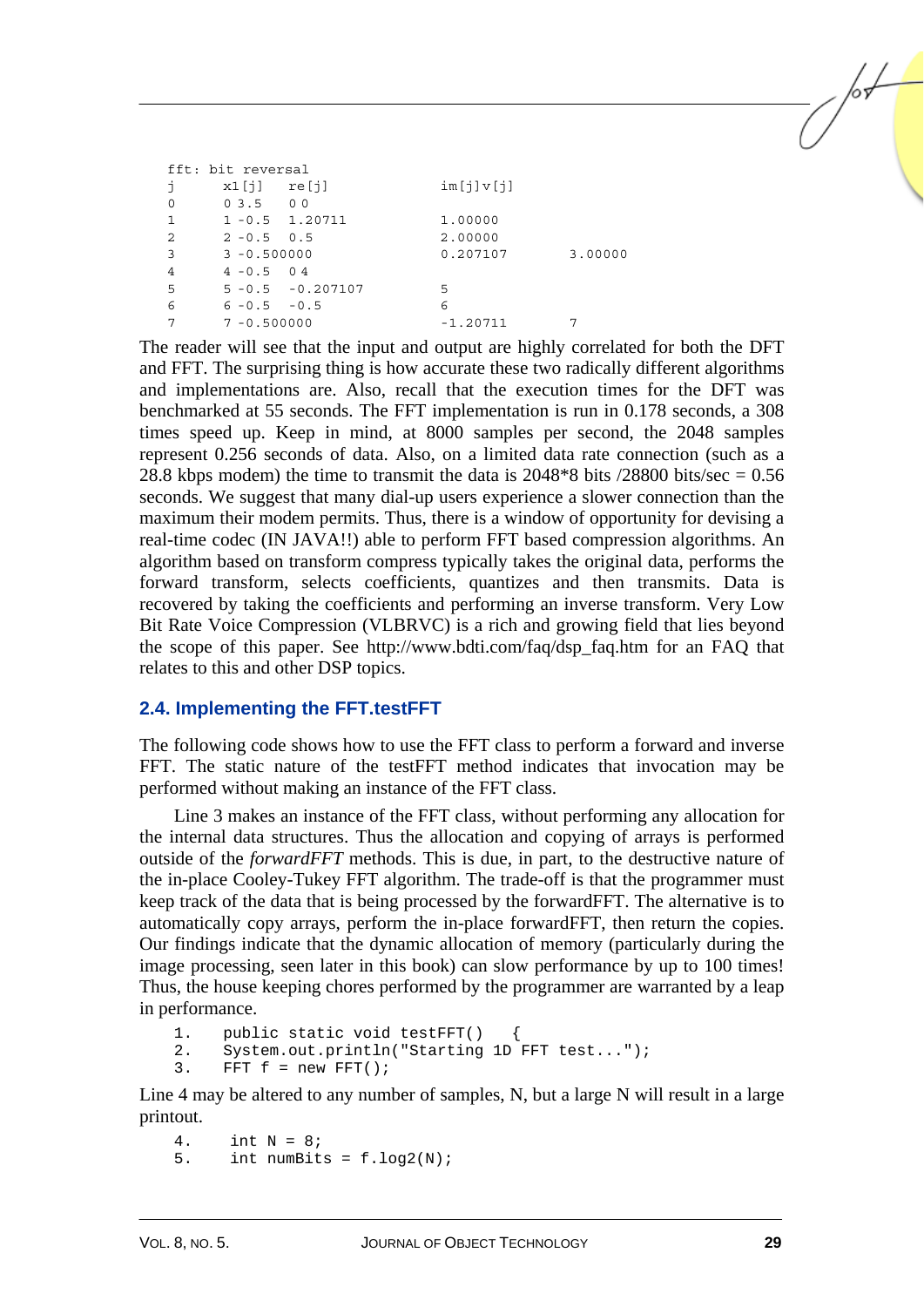```
fft: bit reversal
j       x1[j]    re[j]              im[j]v[j]
0       0 3.5    0 0
1       1 -0.5   1.20711            1.00000
2       2 -0.5   0.5                2.00000
3       3 -0.500000                 0.207107        3.00000
4       4 -0.5   0 4
5       5 -0.5   -0.207107          5
6       6 -0.5   -0.5               6
7       7 -0.500000                 -1.20711        7
```

The reader will see that the input and output are highly correlated for both the DFT and FFT. The surprising thing is how accurate these two radically different algorithms and implementations are. Also, recall that the execution times for the DFT was benchmarked at 55 seconds. The FFT implementation is run in 0.178 seconds, a 308 times speed up. Keep in mind, at 8000 samples per second, the 2048 samples represent 0.256 seconds of data. Also, on a limited data rate connection (such as a 28.8 kbps modem) the time to transmit the data is 2048*8 bits /28800 bits/sec = 0.56 seconds. We suggest that many dial-up users experience a slower connection than the maximum their modem permits. Thus, there is a window of opportunity for devising a real-time codec (IN JAVA!!) able to perform FFT based compression algorithms. An algorithm based on transform compress typically takes the original data, performs the forward transform, selects coefficients, quantizes and then transmits. Data is recovered by taking the coefficients and performing an inverse transform. Very Low Bit Rate Voice Compression (VLBRVC) is a rich and growing field that lies beyond the scope of this paper. See http://www.bdti.com/faq/dsp_faq.htm for an FAQ that relates to this and other DSP topics.

## 2.4. Implementing the FFT.testFFT

The following code shows how to use the FFT class to perform a forward and inverse FFT. The static nature of the testFFT method indicates that invocation may be performed without making an instance of the FFT class.

Line 3 makes an instance of the FFT class, without performing any allocation for the internal data structures. Thus the allocation and copying of arrays is performed outside of the *forwardFFT* methods. This is due, in part, to the destructive nature of the in-place Cooley-Tukey FFT algorithm. The trade-off is that the programmer must keep track of the data that is being processed by the forwardFFT. The alternative is to automatically copy arrays, perform the in-place forwardFFT, then return the copies. Our findings indicate that the dynamic allocation of memory (particularly during the image processing, seen later in this book) can slow performance by up to 100 times! Thus, the house keeping chores performed by the programmer are warranted by a leap in performance.

```
1.    public static void testFFT()   {
2.    System.out.println("Starting 1D FFT test...");
3.    FFT f = new FFT();
```

Line 4 may be altered to any number of samples, N, but a large N will result in a large printout.

```
4.     int N = 8;
5.     int numBits = f.log2(N);
```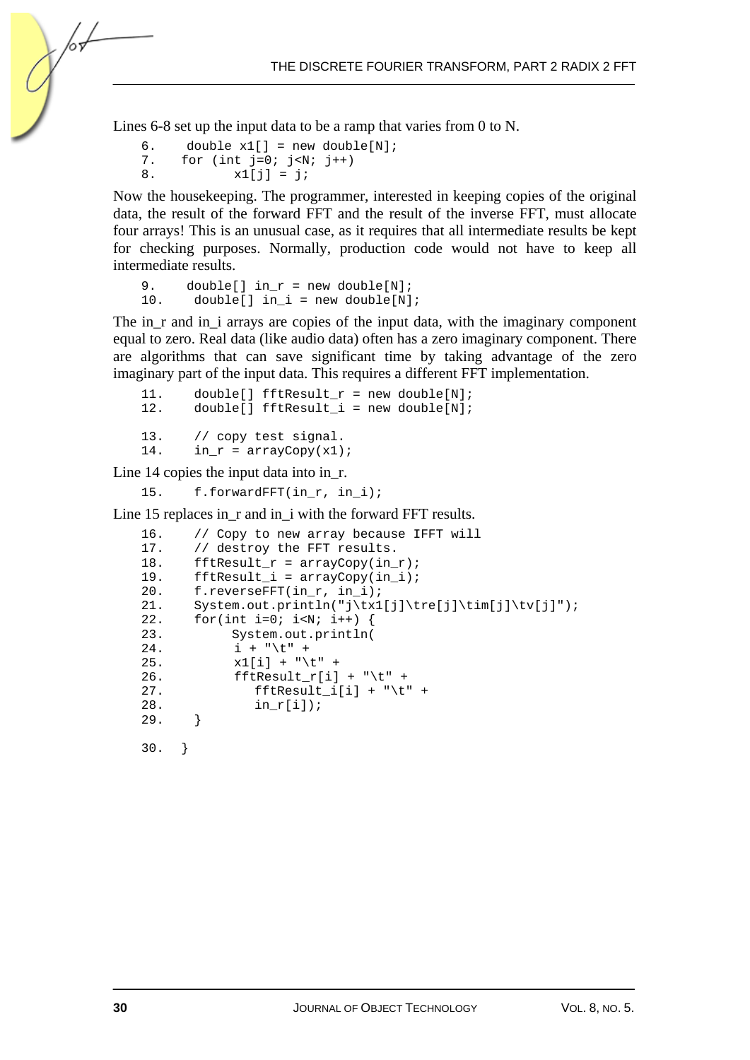Lines 6-8 set up the input data to be a ramp that varies from 0 to N.

```
6.    double x1[] = new double[N];
7.   for (int j=0; j<N; j++)
8.          x1[j] = j;
```

Now the housekeeping. The programmer, interested in keeping copies of the original data, the result of the forward FFT and the result of the inverse FFT, must allocate four arrays! This is an unusual case, as it requires that all intermediate results be kept for checking purposes. Normally, production code would not have to keep all intermediate results.

```
9.    double[] in_r = new double[N];
10.    double[] in_i = new double[N];
```

The in_r and in_i arrays are copies of the input data, with the imaginary component equal to zero. Real data (like audio data) often has a zero imaginary component. There are algorithms that can save significant time by taking advantage of the zero imaginary part of the input data. This requires a different FFT implementation.

```
11.    double[] fftResult_r = new double[N];
12.    double[] fftResult_i = new double[N];

13.    // copy test signal.
14.    in_r = arrayCopy(x1);
```

Line 14 copies the input data into in_r.

```
15.    f.forwardFFT(in_r, in_i);
```

Line 15 replaces in_r and in_i with the forward FFT results.

```
16.    // Copy to new array because IFFT will
17.    // destroy the FFT results.
18.    fftResult_r = arrayCopy(in_r);
19.    fftResult_i = arrayCopy(in_i);
20.    f.reverseFFT(in_r, in_i);
21.    System.out.println("j\tx1[j]\tre[j]\tim[j]\tv[j]");
22.    for(int i=0; i<N; i++) {
23.         System.out.println(
24.          i + "\t" +
25.          x1[i] + "\t" +
26.          fftResult_r[i] + "\t" +
27.             fftResult_i[i] + "\t" +
28.             in_r[i]);
29.    }

30.  }
```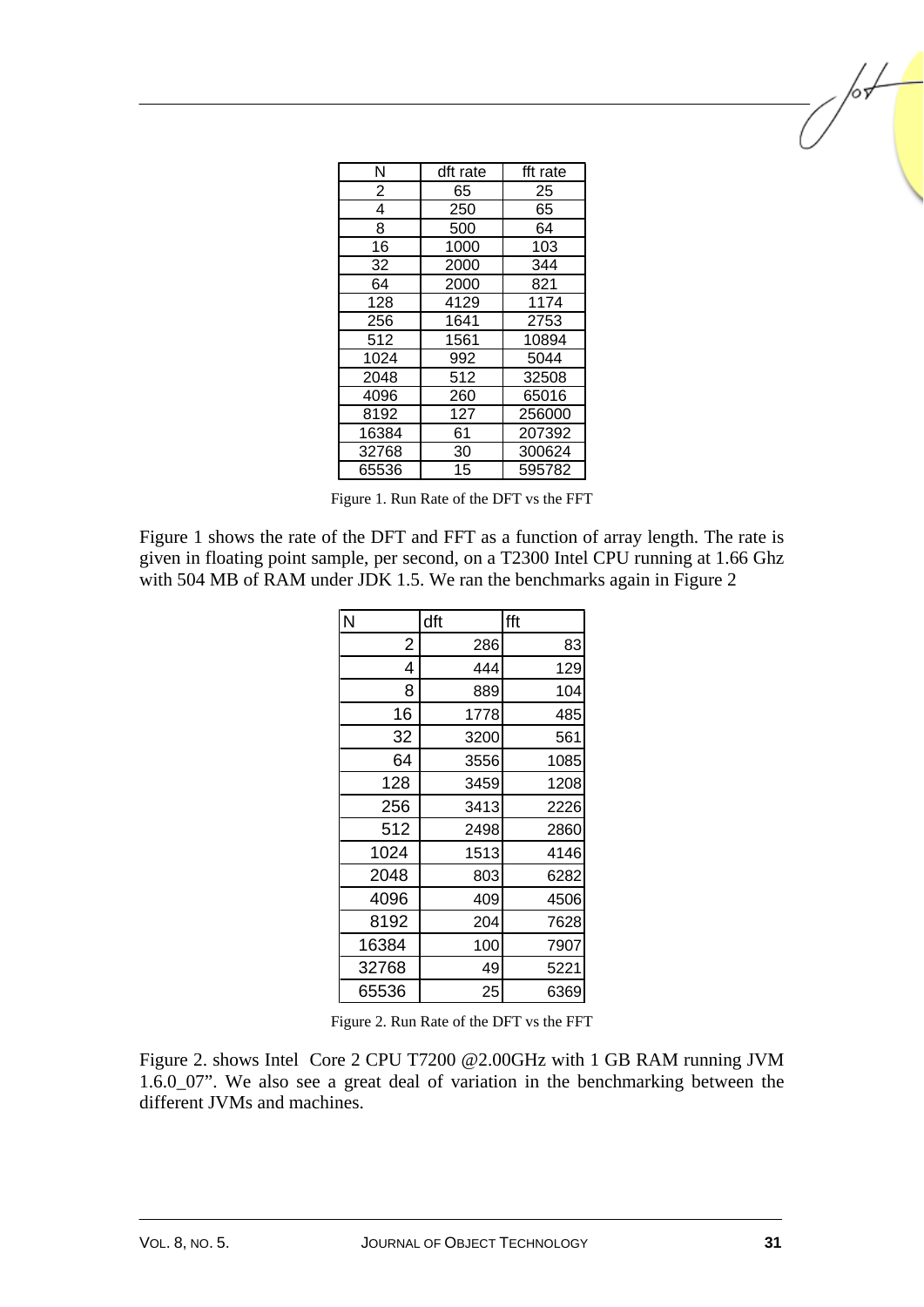| N | dft rate | fft rate |
|---|---|---|
| 2 | 65 | 25 |
| 4 | 250 | 65 |
| 8 | 500 | 64 |
| 16 | 1000 | 103 |
| 32 | 2000 | 344 |
| 64 | 2000 | 821 |
| 128 | 4129 | 1174 |
| 256 | 1641 | 2753 |
| 512 | 1561 | 10894 |
| 1024 | 992 | 5044 |
| 2048 | 512 | 32508 |
| 4096 | 260 | 65016 |
| 8192 | 127 | 256000 |
| 16384 | 61 | 207392 |
| 32768 | 30 | 300624 |
| 65536 | 15 | 595782 |

Figure 1. Run Rate of the DFT vs the FFT

Figure 1 shows the rate of the DFT and FFT as a function of array length. The rate is given in floating point sample, per second, on a T2300 Intel CPU running at 1.66 Ghz with 504 MB of RAM under JDK 1.5. We ran the benchmarks again in Figure 2

| N | dft | fft |
|---|---|---|
| 2 | 286 | 83 |
| 4 | 444 | 129 |
| 8 | 889 | 104 |
| 16 | 1778 | 485 |
| 32 | 3200 | 561 |
| 64 | 3556 | 1085 |
| 128 | 3459 | 1208 |
| 256 | 3413 | 2226 |
| 512 | 2498 | 2860 |
| 1024 | 1513 | 4146 |
| 2048 | 803 | 6282 |
| 4096 | 409 | 4506 |
| 8192 | 204 | 7628 |
| 16384 | 100 | 7907 |
| 32768 | 49 | 5221 |
| 65536 | 25 | 6369 |

Figure 2. Run Rate of the DFT vs the FFT

Figure 2. shows Intel Core 2 CPU T7200 @2.00GHz with 1 GB RAM running JVM 1.6.0_07". We also see a great deal of variation in the benchmarking between the different JVMs and machines.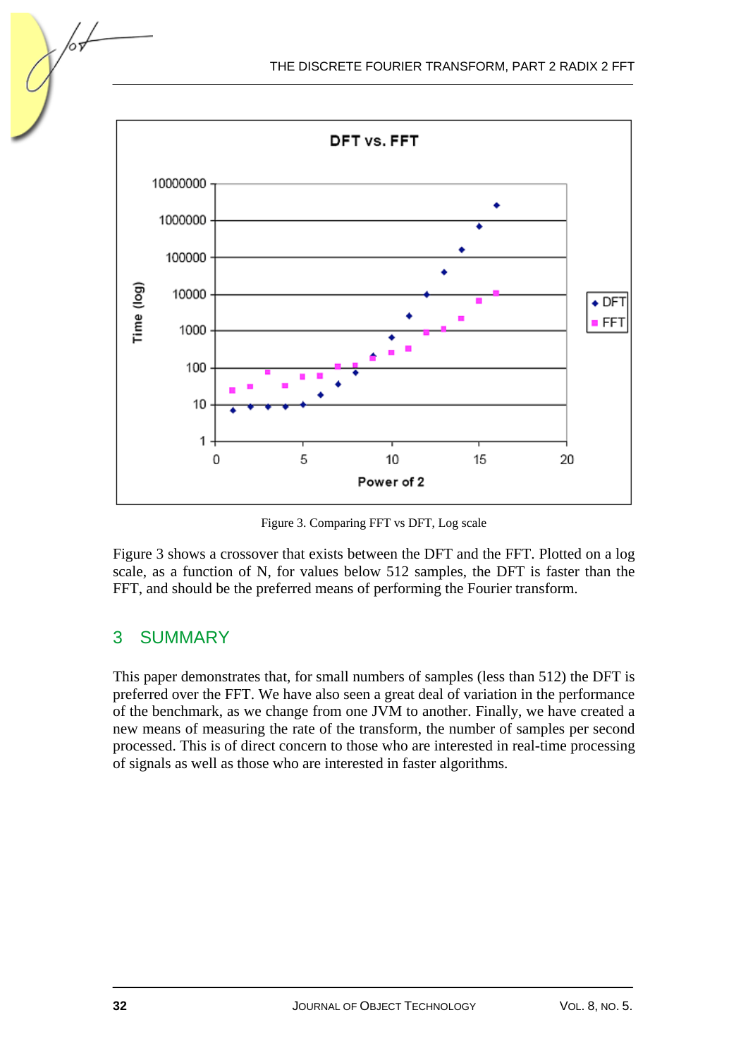Figure 3. Comparing FFT vs DFT, Log scale

Figure 3 shows a crossover that exists between the DFT and the FFT. Plotted on a log scale, as a function of N, for values below 512 samples, the DFT is faster than the FFT, and should be the preferred means of performing the Fourier transform.

## 3 SUMMARY

This paper demonstrates that, for small numbers of samples (less than 512) the DFT is preferred over the FFT. We have also seen a great deal of variation in the performance of the benchmark, as we change from one JVM to another. Finally, we have created a new means of measuring the rate of the transform, the number of samples per second processed. This is of direct concern to those who are interested in real-time processing of signals as well as those who are interested in faster algorithms.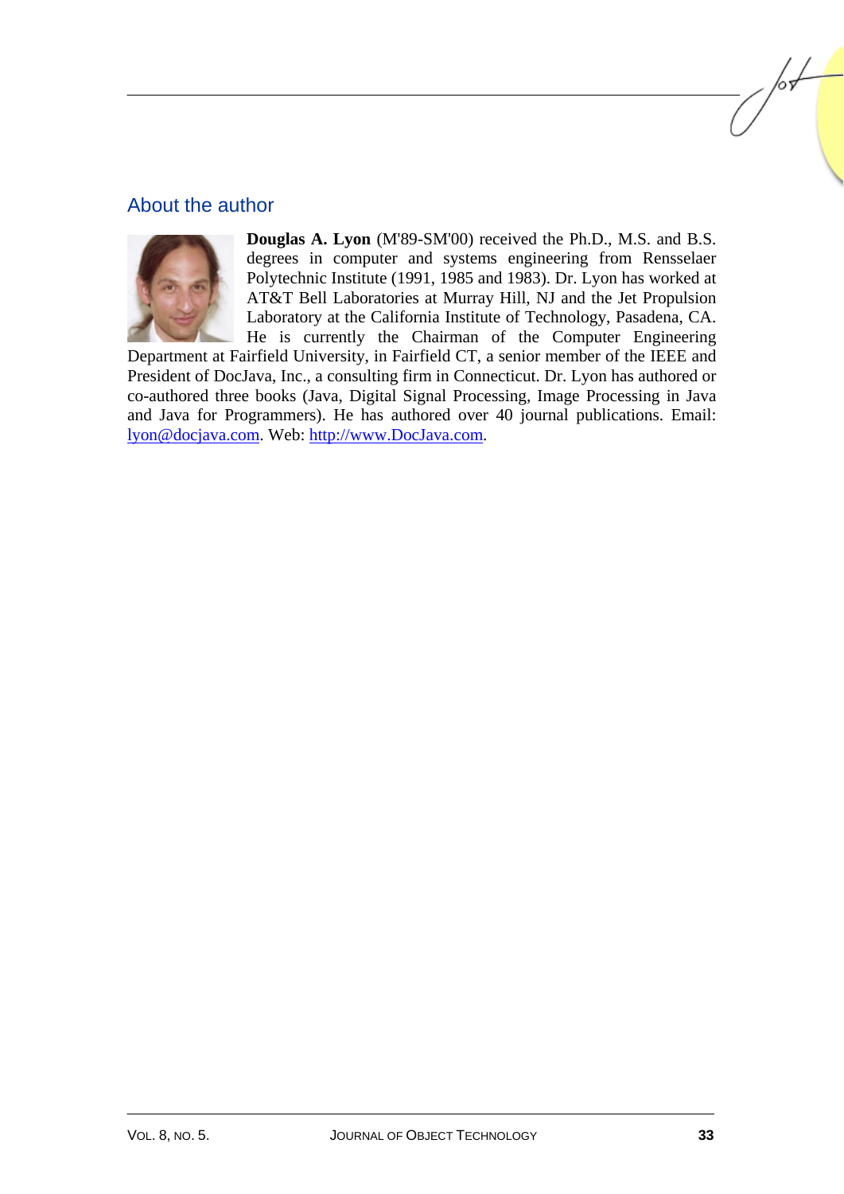## About the author

**Douglas A. Lyon** (M'89-SM'00) received the Ph.D., M.S. and B.S. degrees in computer and systems engineering from Rensselaer Polytechnic Institute (1991, 1985 and 1983). Dr. Lyon has worked at AT&T Bell Laboratories at Murray Hill, NJ and the Jet Propulsion Laboratory at the California Institute of Technology, Pasadena, CA. He is currently the Chairman of the Computer Engineering Department at Fairfield University, in Fairfield CT, a senior member of the IEEE and President of DocJava, Inc., a consulting firm in Connecticut. Dr. Lyon has authored or co-authored three books (Java, Digital Signal Processing, Image Processing in Java and Java for Programmers). He has authored over 40 journal publications. Email: lyon@docjava.com. Web: http://www.DocJava.com.